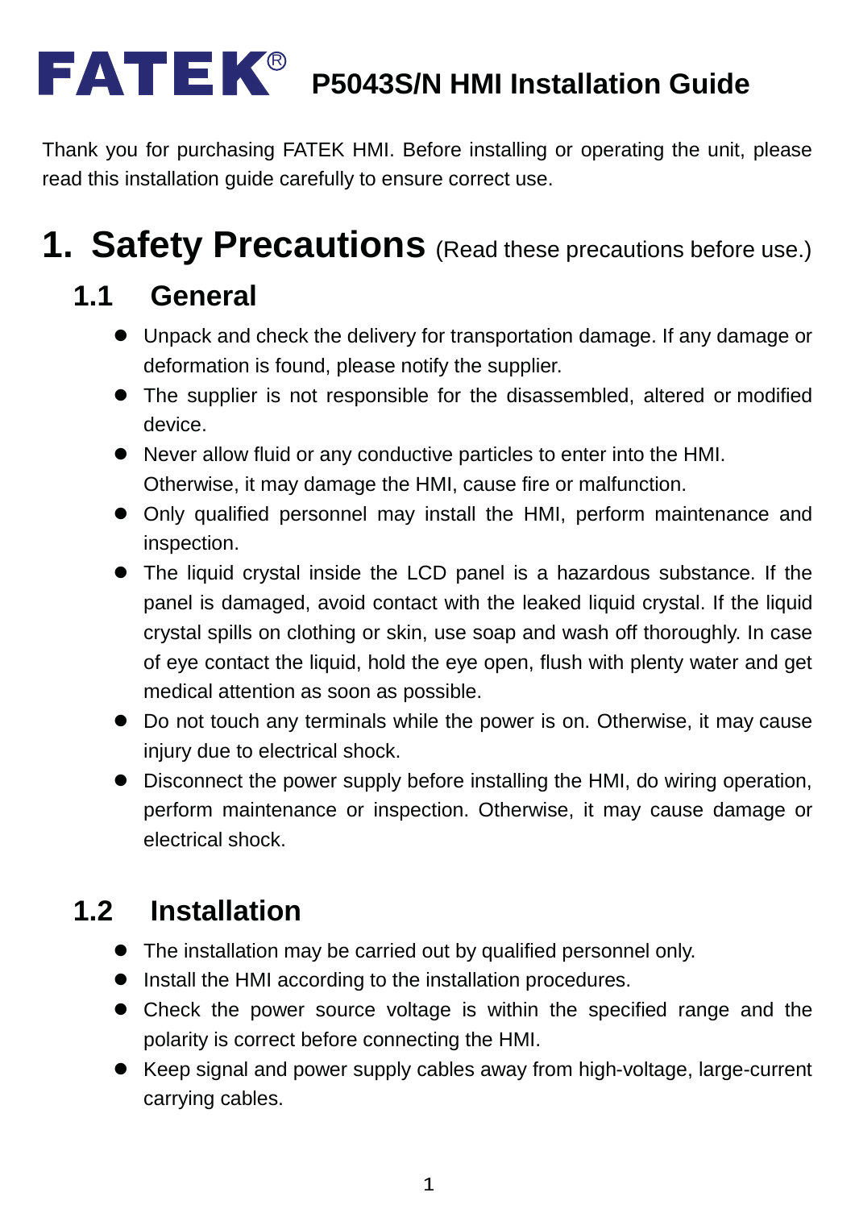# FATEK® P5043S/N HMI Installation Guide

Thank you for purchasing FATEK HMI. Before installing or operating the unit, please read this installation guide carefully to ensure correct use.

## 1. Safety Precautions (Read these precautions before use.)

### 1.1 General

- Unpack and check the delivery for transportation damage. If any damage or deformation is found, please notify the supplier.
- The supplier is not responsible for the disassembled, altered or modified device.
- Never allow fluid or any conductive particles to enter into the HMI. Otherwise, it may damage the HMI, cause fire or malfunction.
- Only qualified personnel may install the HMI, perform maintenance and inspection.
- The liquid crystal inside the LCD panel is a hazardous substance. If the panel is damaged, avoid contact with the leaked liquid crystal. If the liquid crystal spills on clothing or skin, use soap and wash off thoroughly. In case of eye contact the liquid, hold the eye open, flush with plenty water and get medical attention as soon as possible.
- Do not touch any terminals while the power is on. Otherwise, it may cause injury due to electrical shock.
- Disconnect the power supply before installing the HMI, do wiring operation, perform maintenance or inspection. Otherwise, it may cause damage or electrical shock.

### 1.2 Installation

- The installation may be carried out by qualified personnel only.
- Install the HMI according to the installation procedures.
- Check the power source voltage is within the specified range and the polarity is correct before connecting the HMI.
- Keep signal and power supply cables away from high-voltage, large-current carrying cables.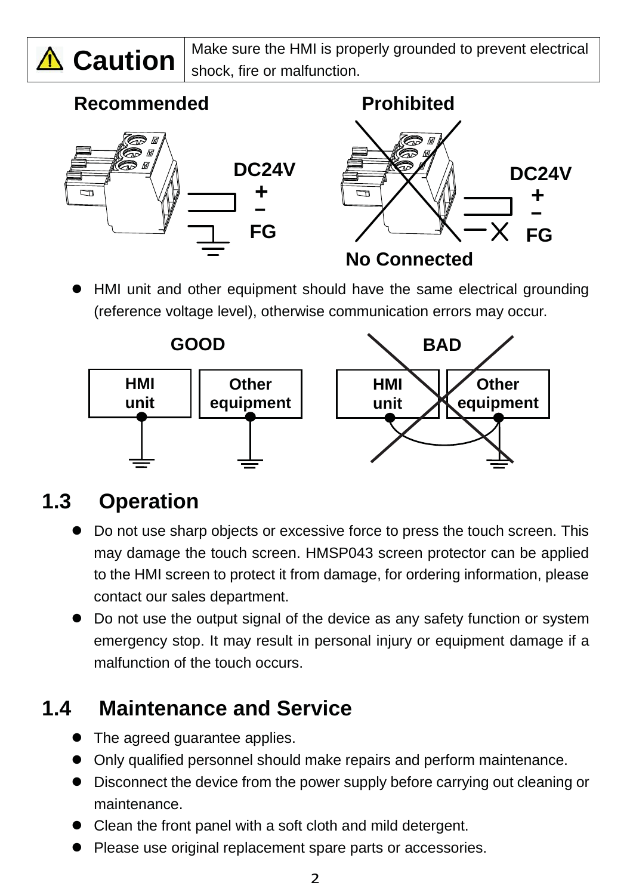| ⚠ Caution | Make sure the HMI is properly grounded to prevent electrical shock, fire or malfunction. |
| --- | --- |

Recommended　　　　　　　　　Prohibited

DC24V + − FG　　　　　　　　　DC24V + − FG

No Connected

- HMI unit and other equipment should have the same electrical grounding (reference voltage level), otherwise communication errors may occur.

GOOD　　　　　　　　　BAD

HMI unit　Other equipment　　　HMI unit　Other equipment

## 1.3 Operation

- Do not use sharp objects or excessive force to press the touch screen. This may damage the touch screen. HMSP043 screen protector can be applied to the HMI screen to protect it from damage, for ordering information, please contact our sales department.
- Do not use the output signal of the device as any safety function or system emergency stop. It may result in personal injury or equipment damage if a malfunction of the touch occurs.

## 1.4 Maintenance and Service

- The agreed guarantee applies.
- Only qualified personnel should make repairs and perform maintenance.
- Disconnect the device from the power supply before carrying out cleaning or maintenance.
- Clean the front panel with a soft cloth and mild detergent.
- Please use original replacement spare parts or accessories.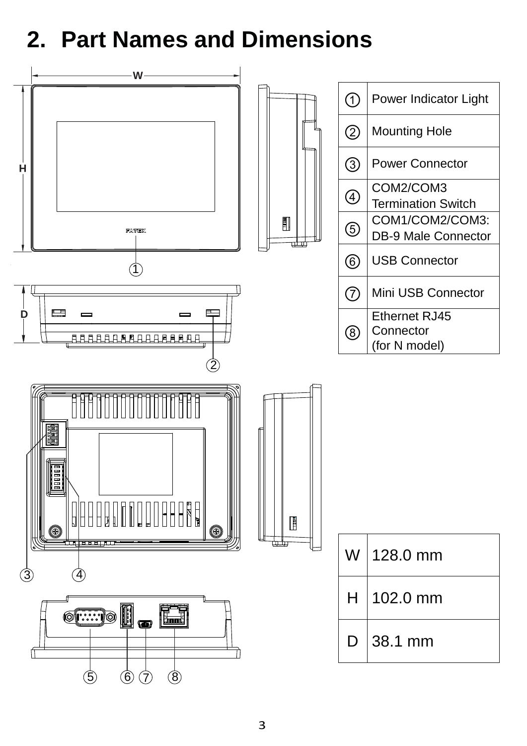## 2. Part Names and Dimensions

| | |
|---|---|
| ① | Power Indicator Light |
| ② | Mounting Hole |
| ③ | Power Connector |
| ④ | COM2/COM3 Termination Switch |
| ⑤ | COM1/COM2/COM3: DB-9 Male Connector |
| ⑥ | USB Connector |
| ⑦ | Mini USB Connector |
| ⑧ | Ethernet RJ45 Connector (for N model) |

| | |
|---|---|
| W | 128.0 mm |
| H | 102.0 mm |
| D | 38.1 mm |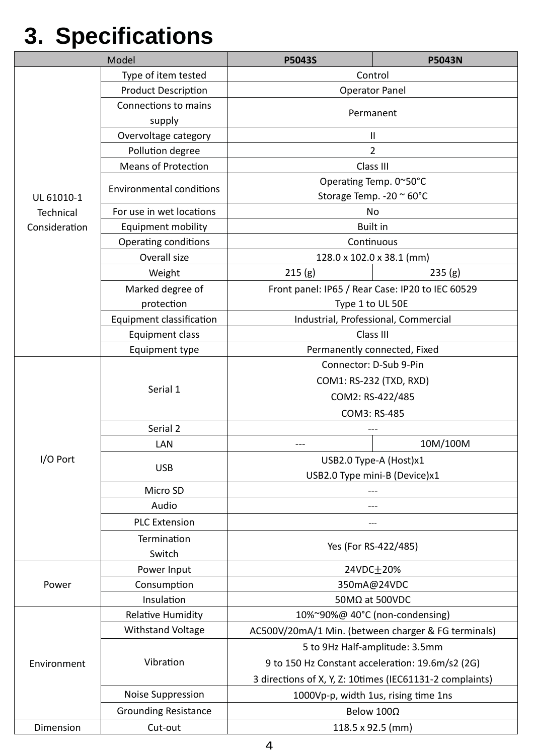# 3. Specifications

| Model | | P5043S | P5043N |
|---|---|---|---|
| UL 61010-1 Technical Consideration | Type of item tested | Control | |
| | Product Description | Operator Panel | |
| | Connections to mains supply | Permanent | |
| | Overvoltage category | II | |
| | Pollution degree | 2 | |
| | Means of Protection | Class III | |
| | Environmental conditions | Operating Temp. 0~50°C<br>Storage Temp. -20 ~ 60°C | |
| | For use in wet locations | No | |
| | Equipment mobility | Built in | |
| | Operating conditions | Continuous | |
| | Overall size | 128.0 x 102.0 x 38.1 (mm) | |
| | Weight | 215 (g) | 235 (g) |
| | Marked degree of protection | Front panel: IP65 / Rear Case: IP20 to IEC 60529<br>Type 1 to UL 50E | |
| | Equipment classification | Industrial, Professional, Commercial | |
| | Equipment class | Class III | |
| | Equipment type | Permanently connected, Fixed | |
| I/O Port | Serial 1 | Connector: D-Sub 9-Pin<br>COM1: RS-232 (TXD, RXD)<br>COM2: RS-422/485<br>COM3: RS-485 | |
| | Serial 2 | --- | |
| | LAN | --- | 10M/100M |
| | USB | USB2.0 Type-A (Host)x1<br>USB2.0 Type mini-B (Device)x1 | |
| | Micro SD | --- | |
| | Audio | --- | |
| | PLC Extension | --- | |
| | Termination Switch | Yes (For RS-422/485) | |
| Power | Power Input | 24VDC±20% | |
| | Consumption | 350mA@24VDC | |
| | Insulation | 50MΩ at 500VDC | |
| Environment | Relative Humidity | 10%~90%@ 40°C (non-condensing) | |
| | Withstand Voltage | AC500V/20mA/1 Min. (between charger & FG terminals) | |
| | Vibration | 5 to 9Hz Half-amplitude: 3.5mm<br>9 to 150 Hz Constant acceleration: 19.6m/s2 (2G)<br>3 directions of X, Y, Z: 10times (IEC61131-2 complaints) | |
| | Noise Suppression | 1000Vp-p, width 1us, rising time 1ns | |
| | Grounding Resistance | Below 100Ω | |
| Dimension | Cut-out | 118.5 x 92.5 (mm) | |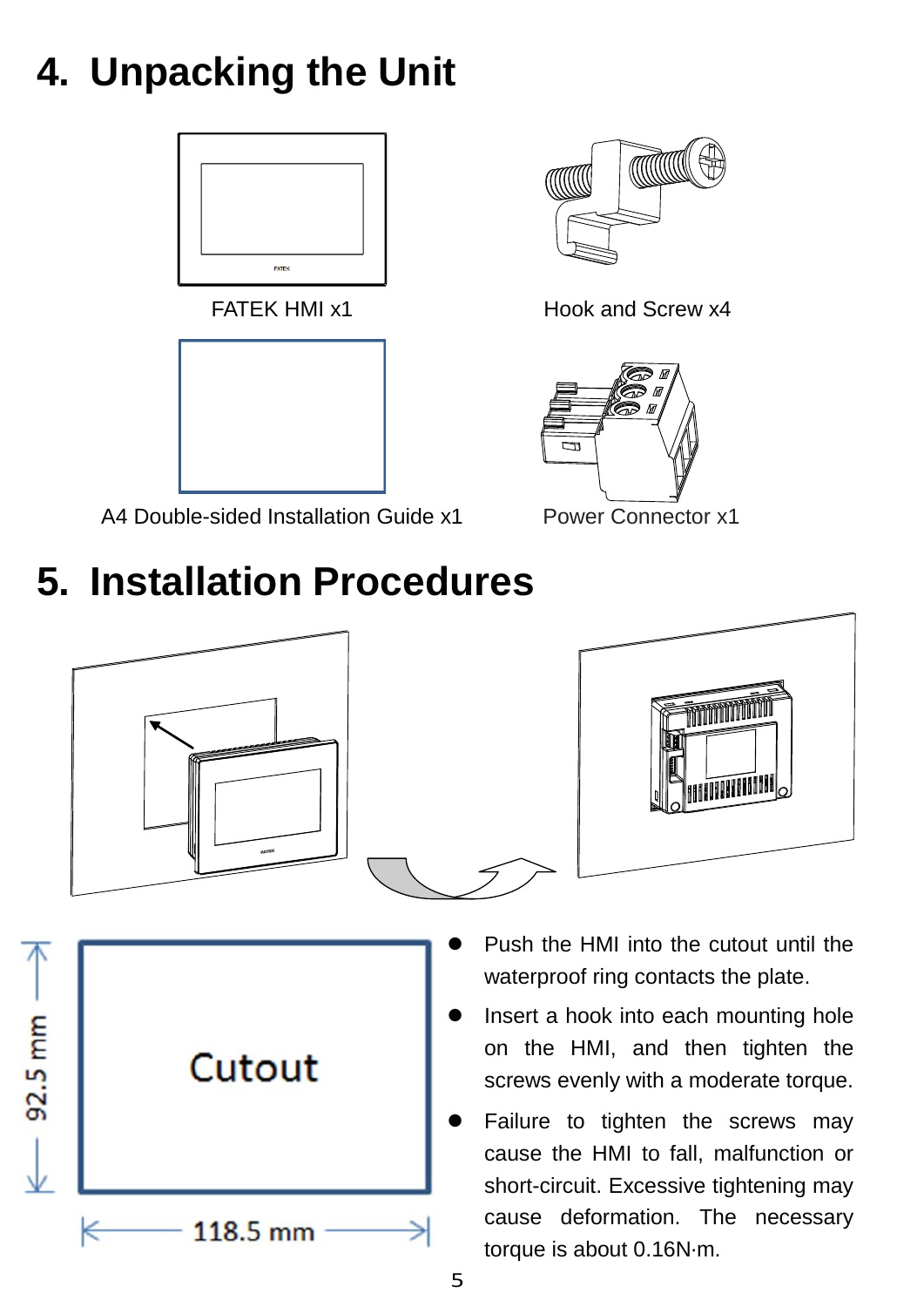# 4. Unpacking the Unit

FATEK HMI x1

Hook and Screw x4

A4 Double-sided Installation Guide x1

Power Connector x1

# 5. Installation Procedures

Cutout

92.5 mm

118.5 mm

- Push the HMI into the cutout until the waterproof ring contacts the plate.
- Insert a hook into each mounting hole on the HMI, and then tighten the screws evenly with a moderate torque.
- Failure to tighten the screws may cause the HMI to fall, malfunction or short-circuit. Excessive tightening may cause deformation. The necessary torque is about 0.16N·m.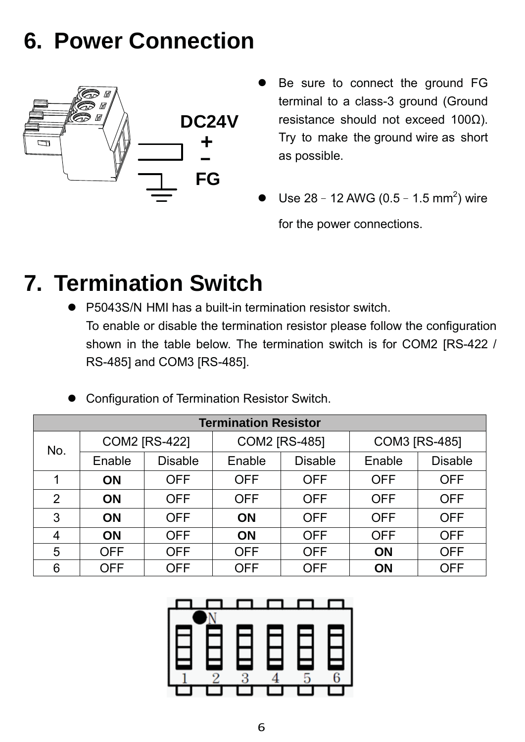# 6. Power Connection

DC24V
+
–
FG

- Be sure to connect the ground FG terminal to a class-3 ground (Ground resistance should not exceed 100Ω). Try to make the ground wire as short as possible.
- Use 28 – 12 AWG (0.5 – 1.5 mm$^2$) wire for the power connections.

# 7. Termination Switch

- P5043S/N HMI has a built-in termination resistor switch. To enable or disable the termination resistor please follow the configuration shown in the table below. The termination switch is for COM2 [RS-422 / RS-485] and COM3 [RS-485].
- Configuration of Termination Resistor Switch.

| Termination Resistor | | | | | | |
|---|---|---|---|---|---|---|
| No. | COM2 [RS-422] | | COM2 [RS-485] | | COM3 [RS-485] | |
| | Enable | Disable | Enable | Disable | Enable | Disable |
| 1 | **ON** | OFF | OFF | OFF | OFF | OFF |
| 2 | **ON** | OFF | OFF | OFF | OFF | OFF |
| 3 | **ON** | OFF | **ON** | OFF | OFF | OFF |
| 4 | **ON** | OFF | **ON** | OFF | OFF | OFF |
| 5 | OFF | OFF | OFF | OFF | **ON** | OFF |
| 6 | OFF | OFF | OFF | OFF | **ON** | OFF |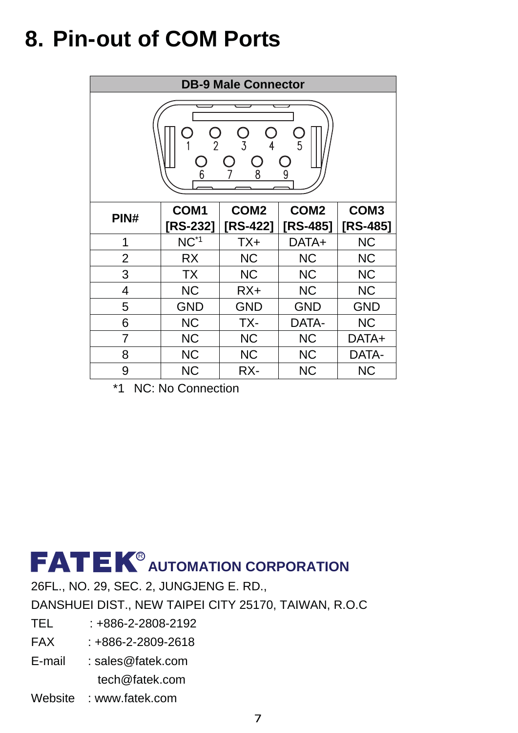# 8. Pin-out of COM Ports

**DB-9 Male Connector**

1 2 3 4 5
6 7 8 9

| PIN# | COM1 [RS-232] | COM2 [RS-422] | COM2 [RS-485] | COM3 [RS-485] |
|---|---|---|---|---|
| 1 | NC*1 | TX+ | DATA+ | NC |
| 2 | RX | NC | NC | NC |
| 3 | TX | NC | NC | NC |
| 4 | NC | RX+ | NC | NC |
| 5 | GND | GND | GND | GND |
| 6 | NC | TX- | DATA- | NC |
| 7 | NC | NC | NC | DATA+ |
| 8 | NC | NC | NC | DATA- |
| 9 | NC | RX- | NC | NC |

*1 NC: No Connection

**FATEK® AUTOMATION CORPORATION**

26FL., NO. 29, SEC. 2, JUNGJENG E. RD.,
DANSHUEI DIST., NEW TAIPEI CITY 25170, TAIWAN, R.O.C

TEL : +886-2-2808-2192
FAX : +886-2-2809-2618
E-mail : sales@fatek.com
tech@fatek.com
Website : www.fatek.com